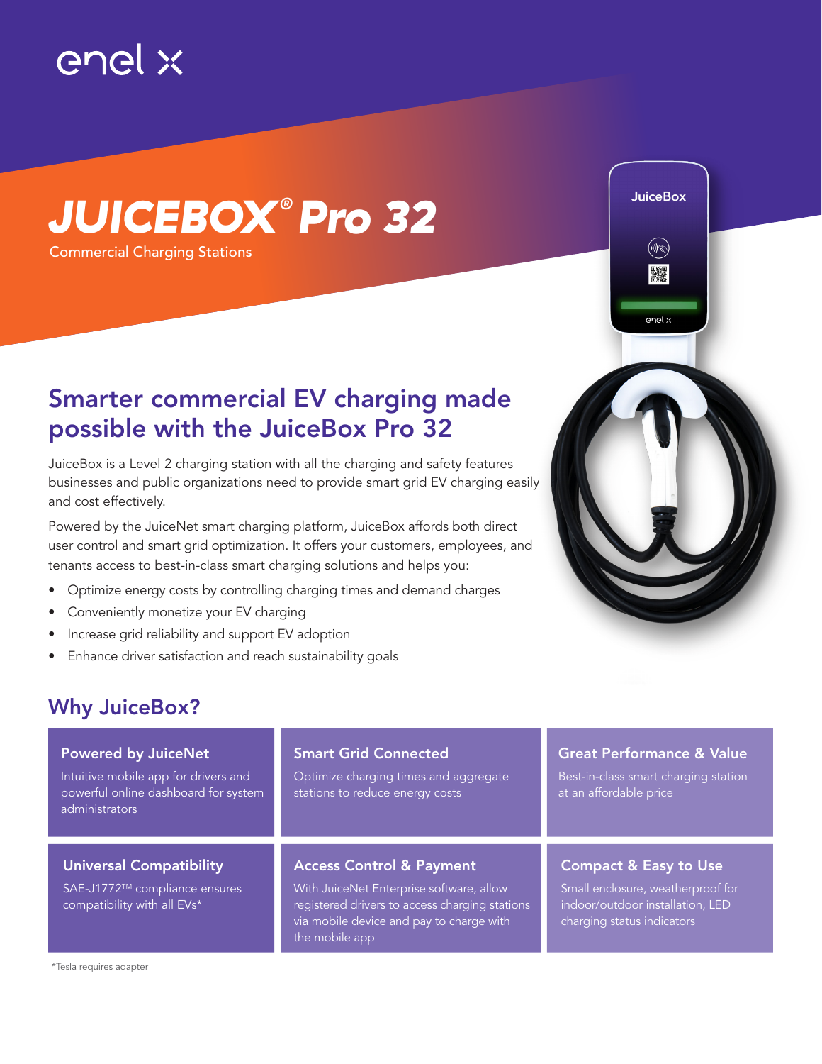enel x

# JUICEBOX® Pro 32

Commercial Charging Stations

## Smarter commercial EV charging made possible with the JuiceBox Pro 32

JuiceBox is a Level 2 charging station with all the charging and safety features businesses and public organizations need to provide smart grid EV charging easily and cost effectively.

Powered by the JuiceNet smart charging platform, JuiceBox affords both direct user control and smart grid optimization. It offers your customers, employees, and tenants access to best-in-class smart charging solutions and helps you:

- Optimize energy costs by controlling charging times and demand charges
- Conveniently monetize your EV charging
- Increase grid reliability and support EV adoption
- Enhance driver satisfaction and reach sustainability goals

## Why JuiceBox?

### Powered by JuiceNet

Intuitive mobile app for drivers and powerful online dashboard for system administrators

### Smart Grid Connected

Optimize charging times and aggregate stations to reduce energy costs

### Great Performance & Value

Best-in-class smart charging station at an affordable price

### Universal Compatibility

SAE-J1772™ compliance ensures compatibility with all EVs*

### Access Control & Payment

With JuiceNet Enterprise software, allow registered drivers to access charging stations via mobile device and pay to charge with the mobile app

### Compact & Easy to Use

Small enclosure, weatherproof for indoor/outdoor installation, LED charging status indicators

*Tesla requires adapter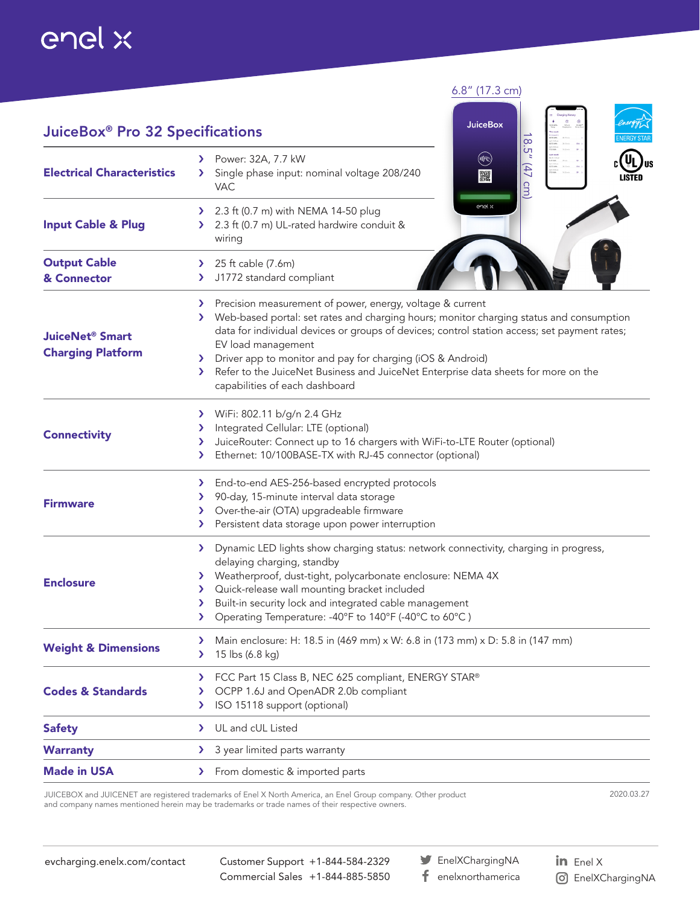enel x

## JuiceBox® Pro 32 Specifications

6.8" (17.3 cm)

18.5" (47 cm)

| | |
|---|---|
| **Electrical Characteristics** | › Power: 32A, 7.7 kW<br>› Single phase input: nominal voltage 208/240 VAC |
| **Input Cable & Plug** | › 2.3 ft (0.7 m) with NEMA 14-50 plug<br>› 2.3 ft (0.7 m) UL-rated hardwire conduit & wiring |
| **Output Cable & Connector** | › 25 ft cable (7.6m)<br>› J1772 standard compliant |
| **JuiceNet® Smart Charging Platform** | › Precision measurement of power, energy, voltage & current<br>› Web-based portal: set rates and charging hours; monitor charging status and consumption data for individual devices or groups of devices; control station access; set payment rates; EV load management<br>› Driver app to monitor and pay for charging (iOS & Android)<br>› Refer to the JuiceNet Business and JuiceNet Enterprise data sheets for more on the capabilities of each dashboard |
| **Connectivity** | › WiFi: 802.11 b/g/n 2.4 GHz<br>› Integrated Cellular: LTE (optional)<br>› JuiceRouter: Connect up to 16 chargers with WiFi-to-LTE Router (optional)<br>› Ethernet: 10/100BASE-TX with RJ-45 connector (optional) |
| **Firmware** | › End-to-end AES-256-based encrypted protocols<br>› 90-day, 15-minute interval data storage<br>› Over-the-air (OTA) upgradeable firmware<br>› Persistent data storage upon power interruption |
| **Enclosure** | › Dynamic LED lights show charging status: network connectivity, charging in progress, delaying charging, standby<br>› Weatherproof, dust-tight, polycarbonate enclosure: NEMA 4X<br>› Quick-release wall mounting bracket included<br>› Built-in security lock and integrated cable management<br>› Operating Temperature: -40°F to 140°F (-40°C to 60°C ) |
| **Weight & Dimensions** | › Main enclosure: H: 18.5 in (469 mm) x W: 6.8 in (173 mm) x D: 5.8 in (147 mm)<br>› 15 lbs (6.8 kg) |
| **Codes & Standards** | › FCC Part 15 Class B, NEC 625 compliant, ENERGY STAR®<br>› OCPP 1.6J and OpenADR 2.0b compliant<br>› ISO 15118 support (optional) |
| **Safety** | › UL and cUL Listed |
| **Warranty** | › 3 year limited parts warranty |
| **Made in USA** | › From domestic & imported parts |

JUICEBOX and JUICENET are registered trademarks of Enel X North America, an Enel Group company. Other product and company names mentioned herein may be trademarks or trade names of their respective owners.

2020.03.27

evcharging.enelx.com/contact

Customer Support +1-844-584-2329
Commercial Sales +1-844-885-5850

EnelXChargingNA
enelxnorthamerica
Enel X
EnelXChargingNA